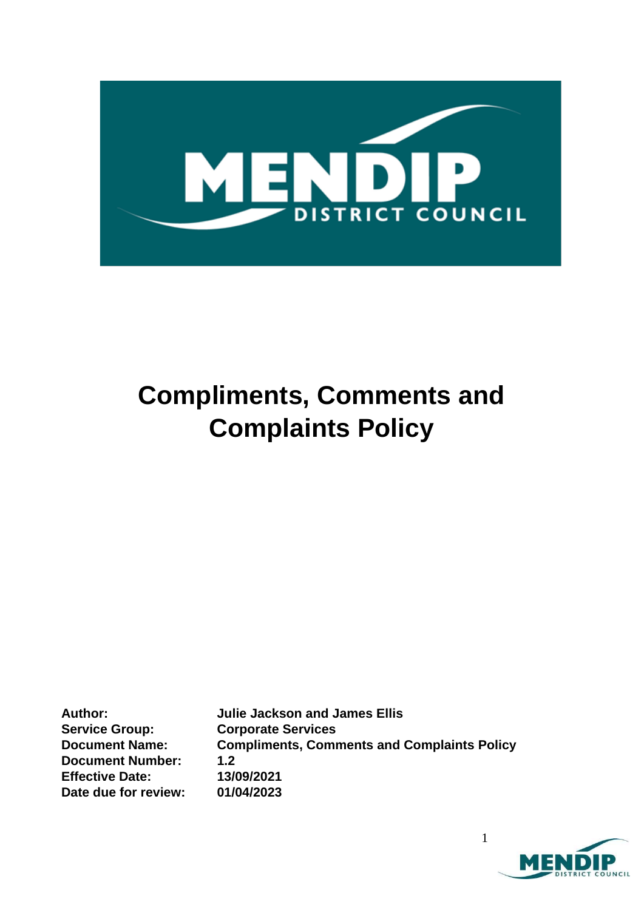# Compliments, Comments and Complaints Policy

| | |
|---|---|
| **Author:** | **Julie Jackson and James Ellis** |
| **Service Group:** | **Corporate Services** |
| **Document Name:** | **Compliments, Comments and Complaints Policy** |
| **Document Number:** | **1.2** |
| **Effective Date:** | **13/09/2021** |
| **Date due for review:** | **01/04/2023** |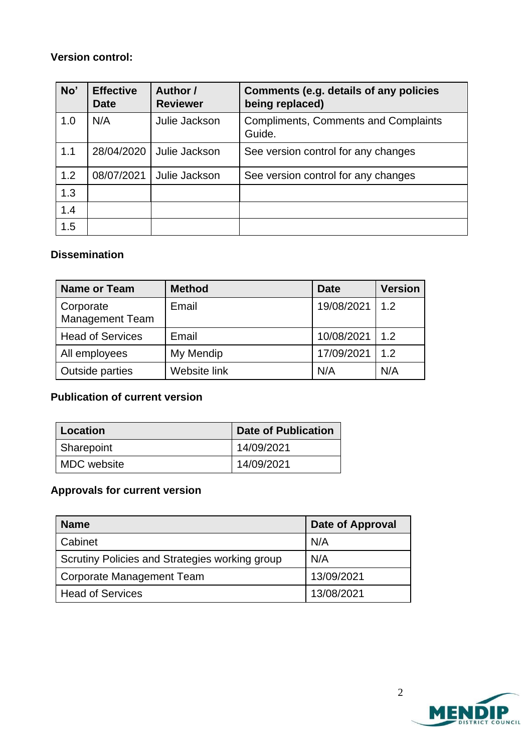**Version control:**

| No' | Effective Date | Author / Reviewer | Comments (e.g. details of any policies being replaced) |
|---|---|---|---|
| 1.0 | N/A | Julie Jackson | Compliments, Comments and Complaints Guide. |
| 1.1 | 28/04/2020 | Julie Jackson | See version control for any changes |
| 1.2 | 08/07/2021 | Julie Jackson | See version control for any changes |
| 1.3 | | | |
| 1.4 | | | |
| 1.5 | | | |

**Dissemination**

| Name or Team | Method | Date | Version |
|---|---|---|---|
| Corporate Management Team | Email | 19/08/2021 | 1.2 |
| Head of Services | Email | 10/08/2021 | 1.2 |
| All employees | My Mendip | 17/09/2021 | 1.2 |
| Outside parties | Website link | N/A | N/A |

**Publication of current version**

| Location | Date of Publication |
|---|---|
| Sharepoint | 14/09/2021 |
| MDC website | 14/09/2021 |

**Approvals for current version**

| Name | Date of Approval |
|---|---|
| Cabinet | N/A |
| Scrutiny Policies and Strategies working group | N/A |
| Corporate Management Team | 13/09/2021 |
| Head of Services | 13/08/2021 |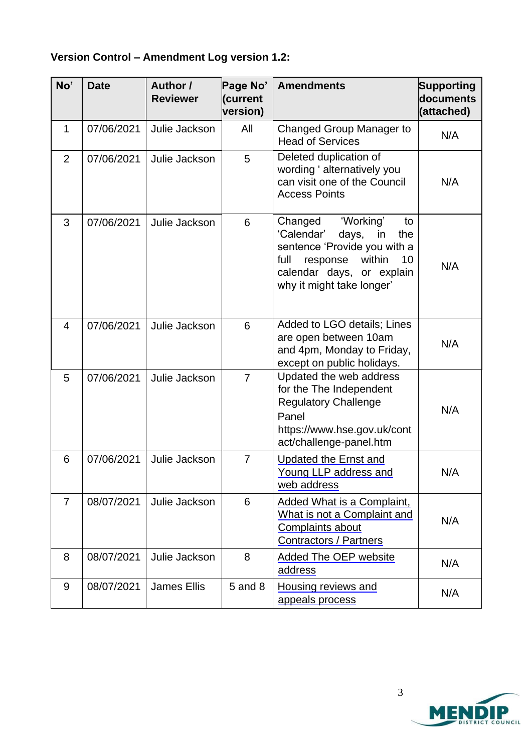**Version Control – Amendment Log version 1.2:**

| No' | Date | Author / Reviewer | Page No' (current version) | Amendments | Supporting documents (attached) |
|---|---|---|---|---|---|
| 1 | 07/06/2021 | Julie Jackson | All | Changed Group Manager to Head of Services | N/A |
| 2 | 07/06/2021 | Julie Jackson | 5 | Deleted duplication of wording ' alternatively you can visit one of the Council Access Points | N/A |
| 3 | 07/06/2021 | Julie Jackson | 6 | Changed 'Working' to 'Calendar' days, in the sentence 'Provide you with a full response within 10 calendar days, or explain why it might take longer' | N/A |
| 4 | 07/06/2021 | Julie Jackson | 6 | Added to LGO details; Lines are open between 10am and 4pm, Monday to Friday, except on public holidays. | N/A |
| 5 | 07/06/2021 | Julie Jackson | 7 | Updated the web address for the The Independent Regulatory Challenge Panel https://www.hse.gov.uk/contact/challenge-panel.htm | N/A |
| 6 | 07/06/2021 | Julie Jackson | 7 | Updated the Ernst and Young LLP address and web address | N/A |
| 7 | 08/07/2021 | Julie Jackson | 6 | Added What is a Complaint, What is not a Complaint and Complaints about Contractors / Partners | N/A |
| 8 | 08/07/2021 | Julie Jackson | 8 | Added The OEP website address | N/A |
| 9 | 08/07/2021 | James Ellis | 5 and 8 | Housing reviews and appeals process | N/A |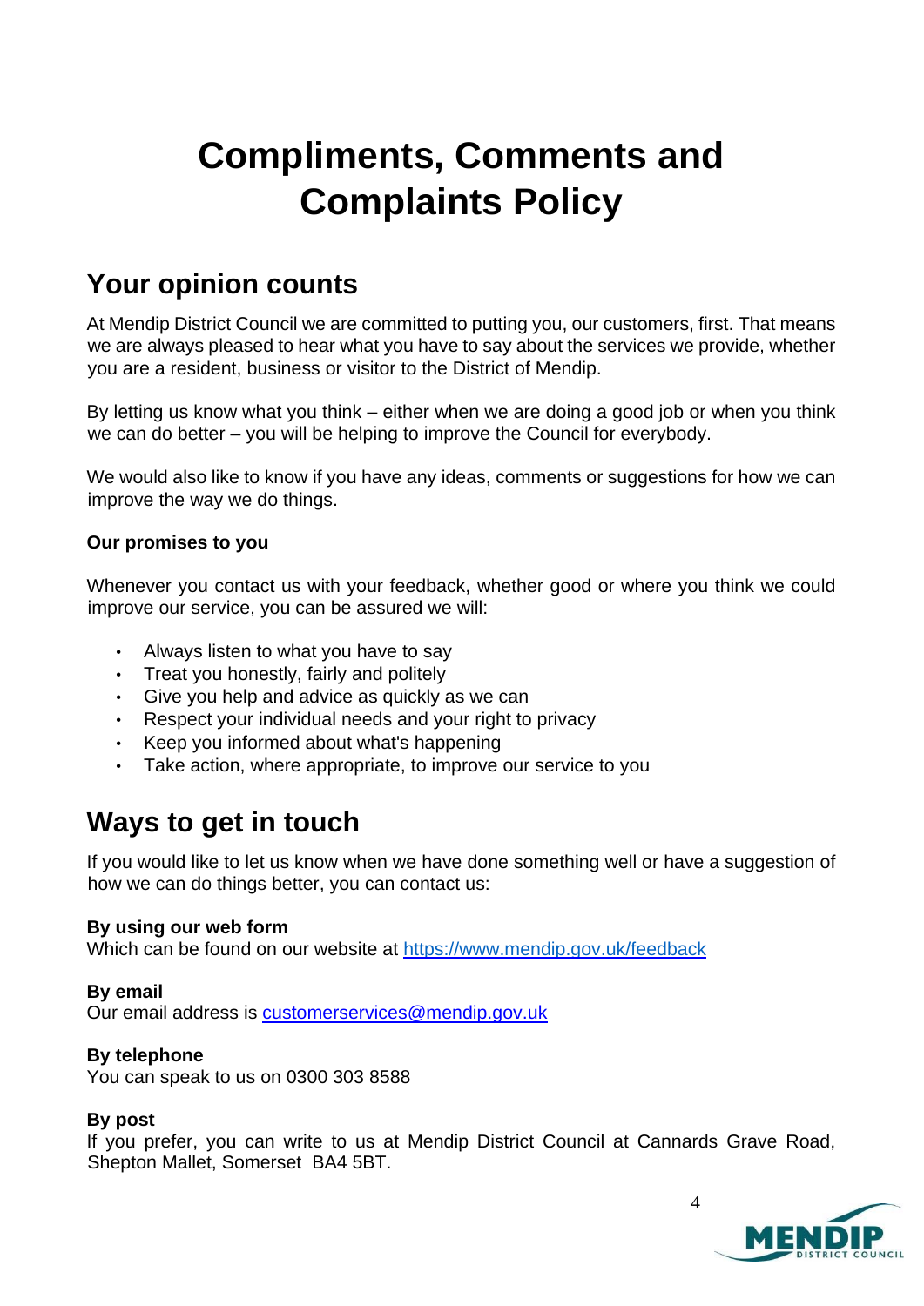# Compliments, Comments and Complaints Policy

## Your opinion counts

At Mendip District Council we are committed to putting you, our customers, first. That means we are always pleased to hear what you have to say about the services we provide, whether you are a resident, business or visitor to the District of Mendip.

By letting us know what you think – either when we are doing a good job or when you think we can do better – you will be helping to improve the Council for everybody.

We would also like to know if you have any ideas, comments or suggestions for how we can improve the way we do things.

**Our promises to you**

Whenever you contact us with your feedback, whether good or where you think we could improve our service, you can be assured we will:

- Always listen to what you have to say
- Treat you honestly, fairly and politely
- Give you help and advice as quickly as we can
- Respect your individual needs and your right to privacy
- Keep you informed about what's happening
- Take action, where appropriate, to improve our service to you

## Ways to get in touch

If you would like to let us know when we have done something well or have a suggestion of how we can do things better, you can contact us:

**By using our web form**
Which can be found on our website at https://www.mendip.gov.uk/feedback

**By email**
Our email address is customerservices@mendip.gov.uk

**By telephone**
You can speak to us on 0300 303 8588

**By post**
If you prefer, you can write to us at Mendip District Council at Cannards Grave Road, Shepton Mallet, Somerset BA4 5BT.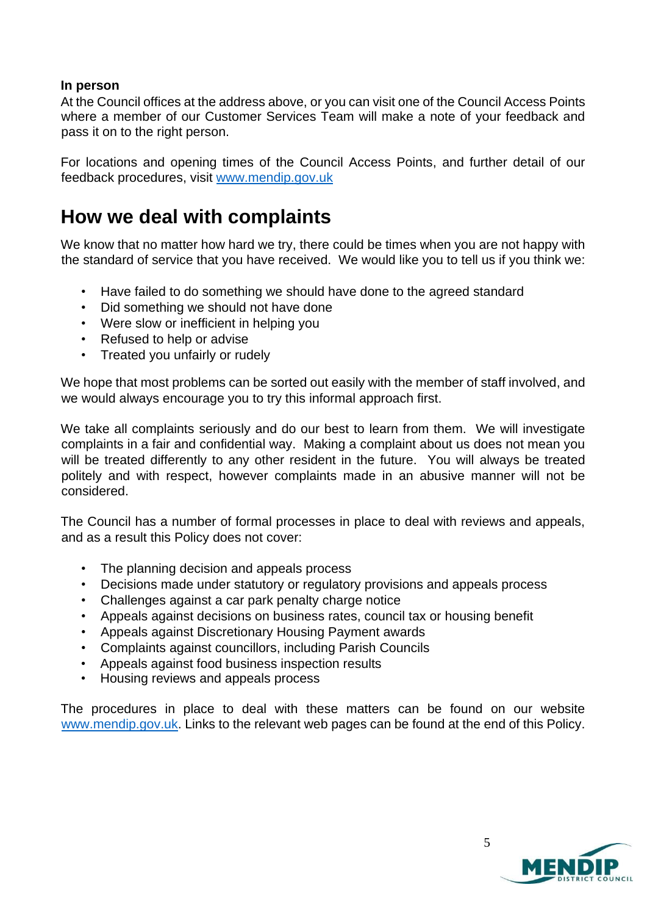**In person**
At the Council offices at the address above, or you can visit one of the Council Access Points where a member of our Customer Services Team will make a note of your feedback and pass it on to the right person.

For locations and opening times of the Council Access Points, and further detail of our feedback procedures, visit [www.mendip.gov.uk](www.mendip.gov.uk)

## How we deal with complaints

We know that no matter how hard we try, there could be times when you are not happy with the standard of service that you have received. We would like you to tell us if you think we:

- Have failed to do something we should have done to the agreed standard
- Did something we should not have done
- Were slow or inefficient in helping you
- Refused to help or advise
- Treated you unfairly or rudely

We hope that most problems can be sorted out easily with the member of staff involved, and we would always encourage you to try this informal approach first.

We take all complaints seriously and do our best to learn from them. We will investigate complaints in a fair and confidential way. Making a complaint about us does not mean you will be treated differently to any other resident in the future. You will always be treated politely and with respect, however complaints made in an abusive manner will not be considered.

The Council has a number of formal processes in place to deal with reviews and appeals, and as a result this Policy does not cover:

- The planning decision and appeals process
- Decisions made under statutory or regulatory provisions and appeals process
- Challenges against a car park penalty charge notice
- Appeals against decisions on business rates, council tax or housing benefit
- Appeals against Discretionary Housing Payment awards
- Complaints against councillors, including Parish Councils
- Appeals against food business inspection results
- Housing reviews and appeals process

The procedures in place to deal with these matters can be found on our website [www.mendip.gov.uk](www.mendip.gov.uk). Links to the relevant web pages can be found at the end of this Policy.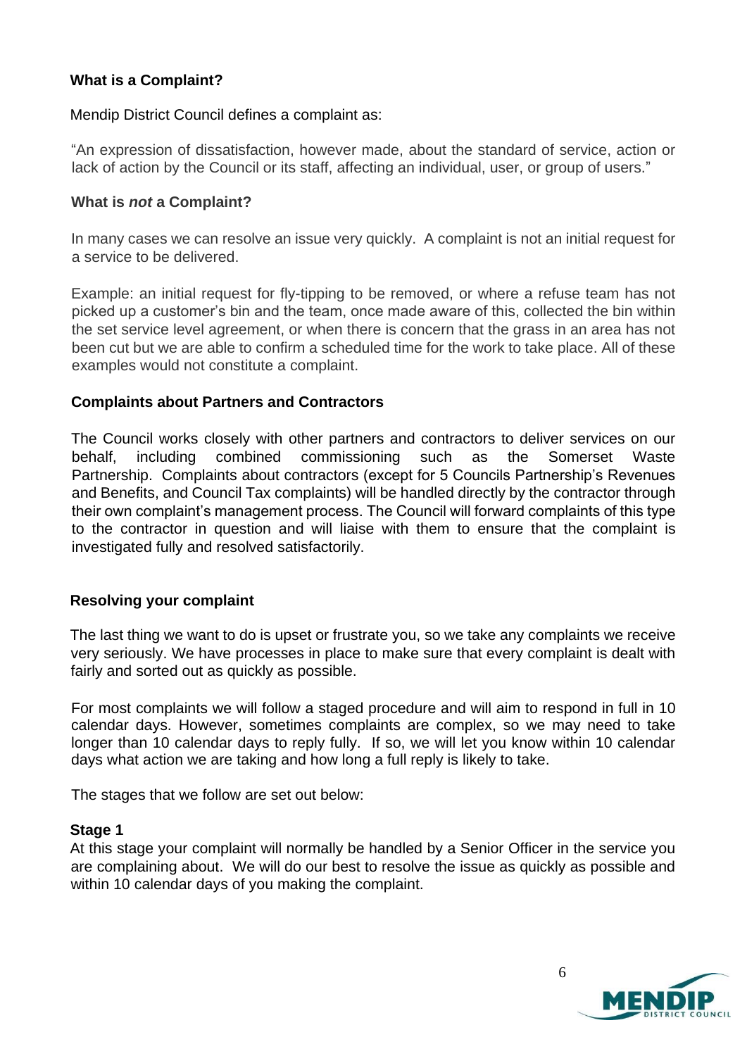### What is a Complaint?

Mendip District Council defines a complaint as:

"An expression of dissatisfaction, however made, about the standard of service, action or lack of action by the Council or its staff, affecting an individual, user, or group of users."

### What is *not* a Complaint?

In many cases we can resolve an issue very quickly. A complaint is not an initial request for a service to be delivered.

Example: an initial request for fly-tipping to be removed, or where a refuse team has not picked up a customer's bin and the team, once made aware of this, collected the bin within the set service level agreement, or when there is concern that the grass in an area has not been cut but we are able to confirm a scheduled time for the work to take place. All of these examples would not constitute a complaint.

### Complaints about Partners and Contractors

The Council works closely with other partners and contractors to deliver services on our behalf, including combined commissioning such as the Somerset Waste Partnership. Complaints about contractors (except for 5 Councils Partnership's Revenues and Benefits, and Council Tax complaints) will be handled directly by the contractor through their own complaint's management process. The Council will forward complaints of this type to the contractor in question and will liaise with them to ensure that the complaint is investigated fully and resolved satisfactorily.

### Resolving your complaint

The last thing we want to do is upset or frustrate you, so we take any complaints we receive very seriously. We have processes in place to make sure that every complaint is dealt with fairly and sorted out as quickly as possible.

For most complaints we will follow a staged procedure and will aim to respond in full in 10 calendar days. However, sometimes complaints are complex, so we may need to take longer than 10 calendar days to reply fully. If so, we will let you know within 10 calendar days what action we are taking and how long a full reply is likely to take.

The stages that we follow are set out below:

**Stage 1**

At this stage your complaint will normally be handled by a Senior Officer in the service you are complaining about. We will do our best to resolve the issue as quickly as possible and within 10 calendar days of you making the complaint.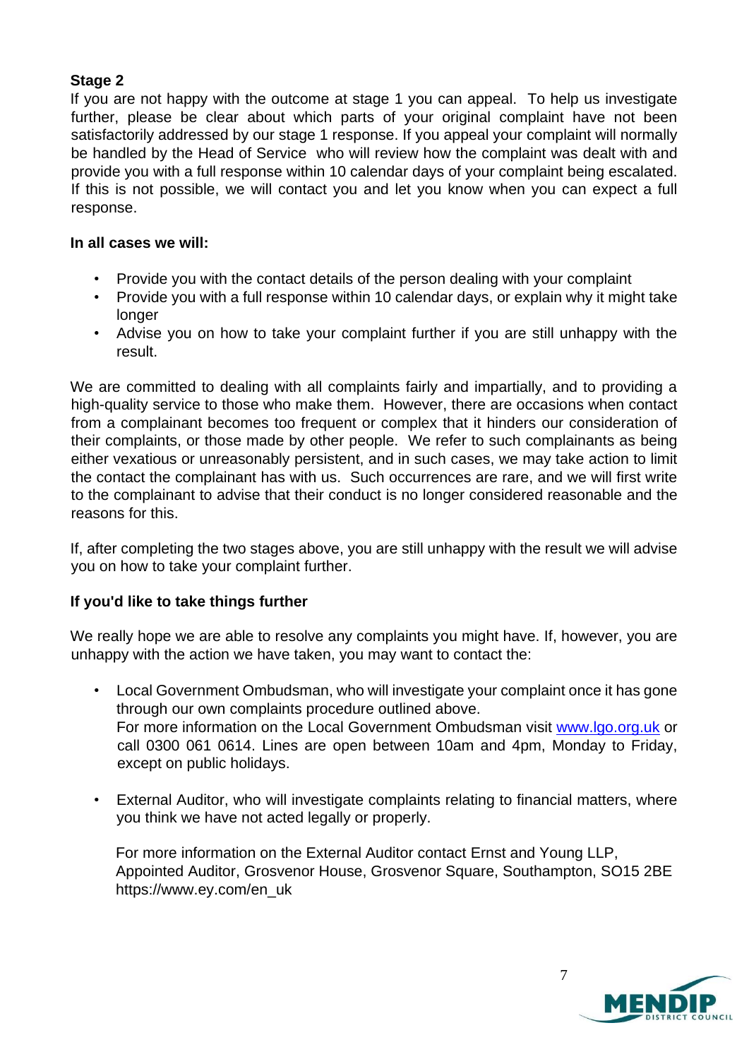**Stage 2**

If you are not happy with the outcome at stage 1 you can appeal. To help us investigate further, please be clear about which parts of your original complaint have not been satisfactorily addressed by our stage 1 response. If you appeal your complaint will normally be handled by the Head of Service who will review how the complaint was dealt with and provide you with a full response within 10 calendar days of your complaint being escalated. If this is not possible, we will contact you and let you know when you can expect a full response.

**In all cases we will:**

- Provide you with the contact details of the person dealing with your complaint
- Provide you with a full response within 10 calendar days, or explain why it might take longer
- Advise you on how to take your complaint further if you are still unhappy with the result.

We are committed to dealing with all complaints fairly and impartially, and to providing a high-quality service to those who make them. However, there are occasions when contact from a complainant becomes too frequent or complex that it hinders our consideration of their complaints, or those made by other people. We refer to such complainants as being either vexatious or unreasonably persistent, and in such cases, we may take action to limit the contact the complainant has with us. Such occurrences are rare, and we will first write to the complainant to advise that their conduct is no longer considered reasonable and the reasons for this.

If, after completing the two stages above, you are still unhappy with the result we will advise you on how to take your complaint further.

**If you'd like to take things further**

We really hope we are able to resolve any complaints you might have. If, however, you are unhappy with the action we have taken, you may want to contact the:

- Local Government Ombudsman, who will investigate your complaint once it has gone through our own complaints procedure outlined above.
  For more information on the Local Government Ombudsman visit [www.lgo.org.uk](http://www.lgo.org.uk) or call 0300 061 0614. Lines are open between 10am and 4pm, Monday to Friday, except on public holidays.

- External Auditor, who will investigate complaints relating to financial matters, where you think we have not acted legally or properly.

  For more information on the External Auditor contact Ernst and Young LLP, Appointed Auditor, Grosvenor House, Grosvenor Square, Southampton, SO15 2BE https://www.ey.com/en_uk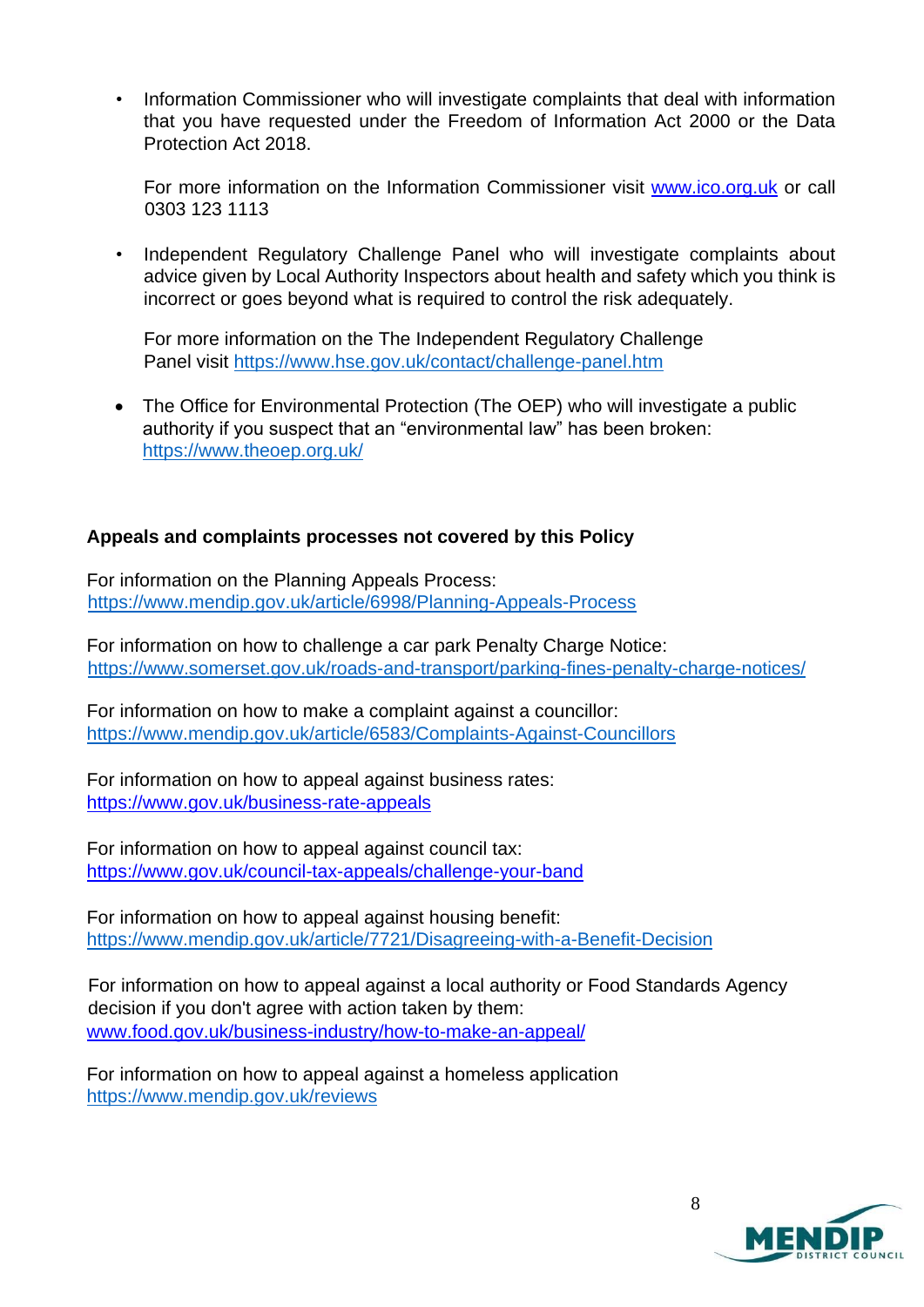- Information Commissioner who will investigate complaints that deal with information that you have requested under the Freedom of Information Act 2000 or the Data Protection Act 2018.

  For more information on the Information Commissioner visit www.ico.org.uk or call 0303 123 1113

- Independent Regulatory Challenge Panel who will investigate complaints about advice given by Local Authority Inspectors about health and safety which you think is incorrect or goes beyond what is required to control the risk adequately.

  For more information on the The Independent Regulatory Challenge Panel visit https://www.hse.gov.uk/contact/challenge-panel.htm

- The Office for Environmental Protection (The OEP) who will investigate a public authority if you suspect that an "environmental law" has been broken: https://www.theoep.org.uk/

**Appeals and complaints processes not covered by this Policy**

For information on the Planning Appeals Process:
https://www.mendip.gov.uk/article/6998/Planning-Appeals-Process

For information on how to challenge a car park Penalty Charge Notice:
https://www.somerset.gov.uk/roads-and-transport/parking-fines-penalty-charge-notices/

For information on how to make a complaint against a councillor:
https://www.mendip.gov.uk/article/6583/Complaints-Against-Councillors

For information on how to appeal against business rates:
https://www.gov.uk/business-rate-appeals

For information on how to appeal against council tax:
https://www.gov.uk/council-tax-appeals/challenge-your-band

For information on how to appeal against housing benefit:
https://www.mendip.gov.uk/article/7721/Disagreeing-with-a-Benefit-Decision

For information on how to appeal against a local authority or Food Standards Agency decision if you don't agree with action taken by them:
www.food.gov.uk/business-industry/how-to-make-an-appeal/

For information on how to appeal against a homeless application
https://www.mendip.gov.uk/reviews